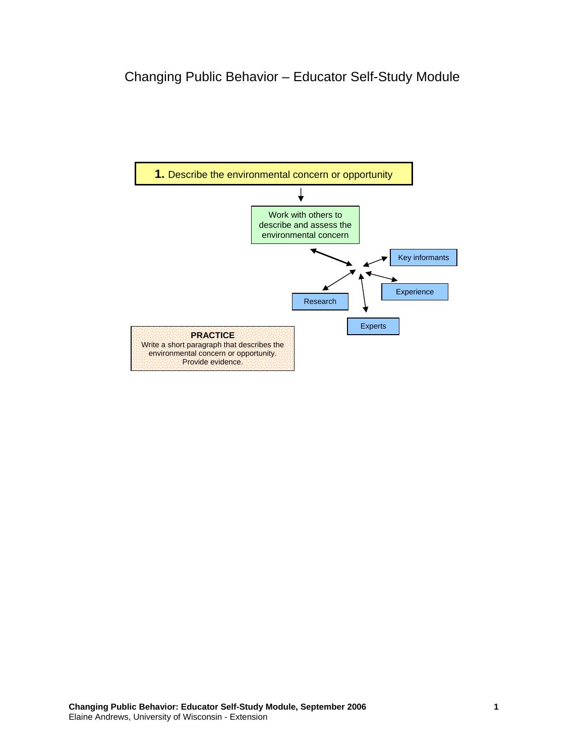# Changing Public Behavior – Educator Self-Study Module

**1.** Describe the environmental concern or opportunity

Work with others to describe and assess the environmental concern

- Key informants
- Experience
- Research
- Experts

**PRACTICE**

Write a short paragraph that describes the environmental concern or opportunity. Provide evidence.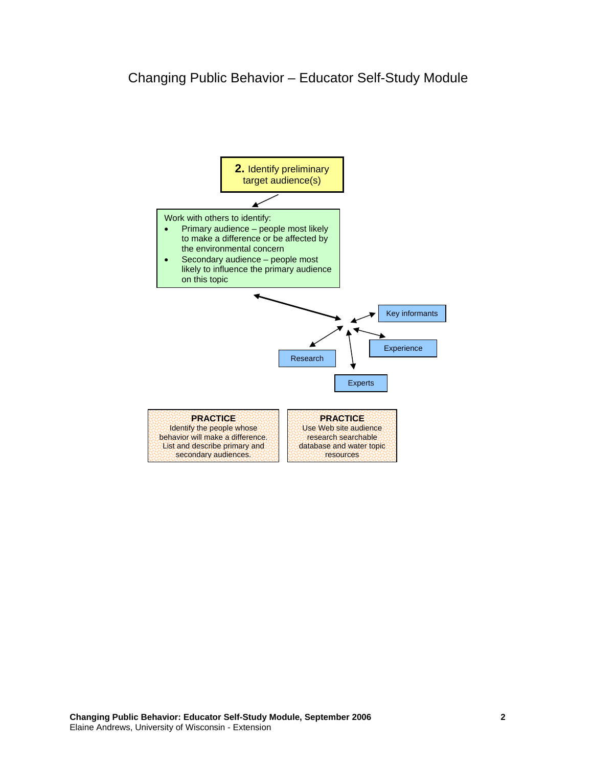# Changing Public Behavior – Educator Self-Study Module

**2.** Identify preliminary target audience(s)

Work with others to identify:

- Primary audience – people most likely to make a difference or be affected by the environmental concern
- Secondary audience – people most likely to influence the primary audience on this topic

Key informants

Experience

Research

Experts

**PRACTICE**
Identify the people whose behavior will make a difference. List and describe primary and secondary audiences.

**PRACTICE**
Use Web site audience research searchable database and water topic resources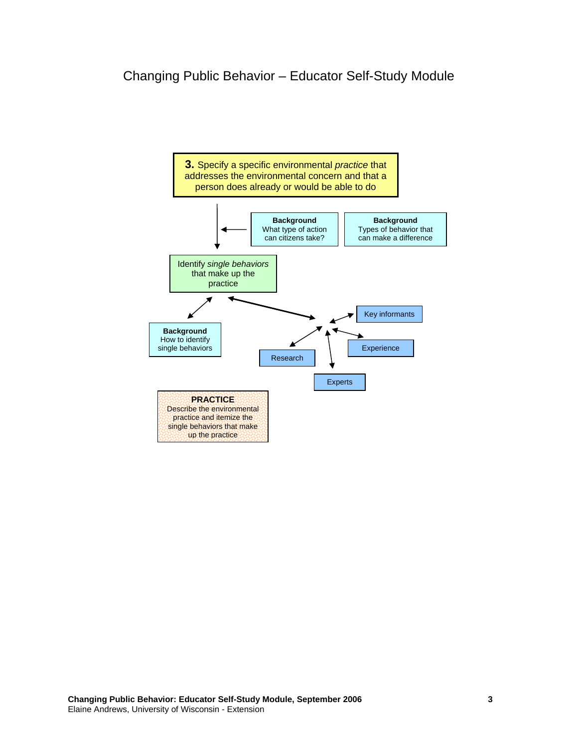**3.** Specify a specific environmental *practice* that addresses the environmental concern and that a person does already or would be able to do

**Background**
What type of action can citizens take?

**Background**
Types of behavior that can make a difference

Identify *single behaviors* that make up the practice

**Background**
How to identify single behaviors

Key informants

Experience

Research

Experts

**PRACTICE**
Describe the environmental practice and itemize the single behaviors that make up the practice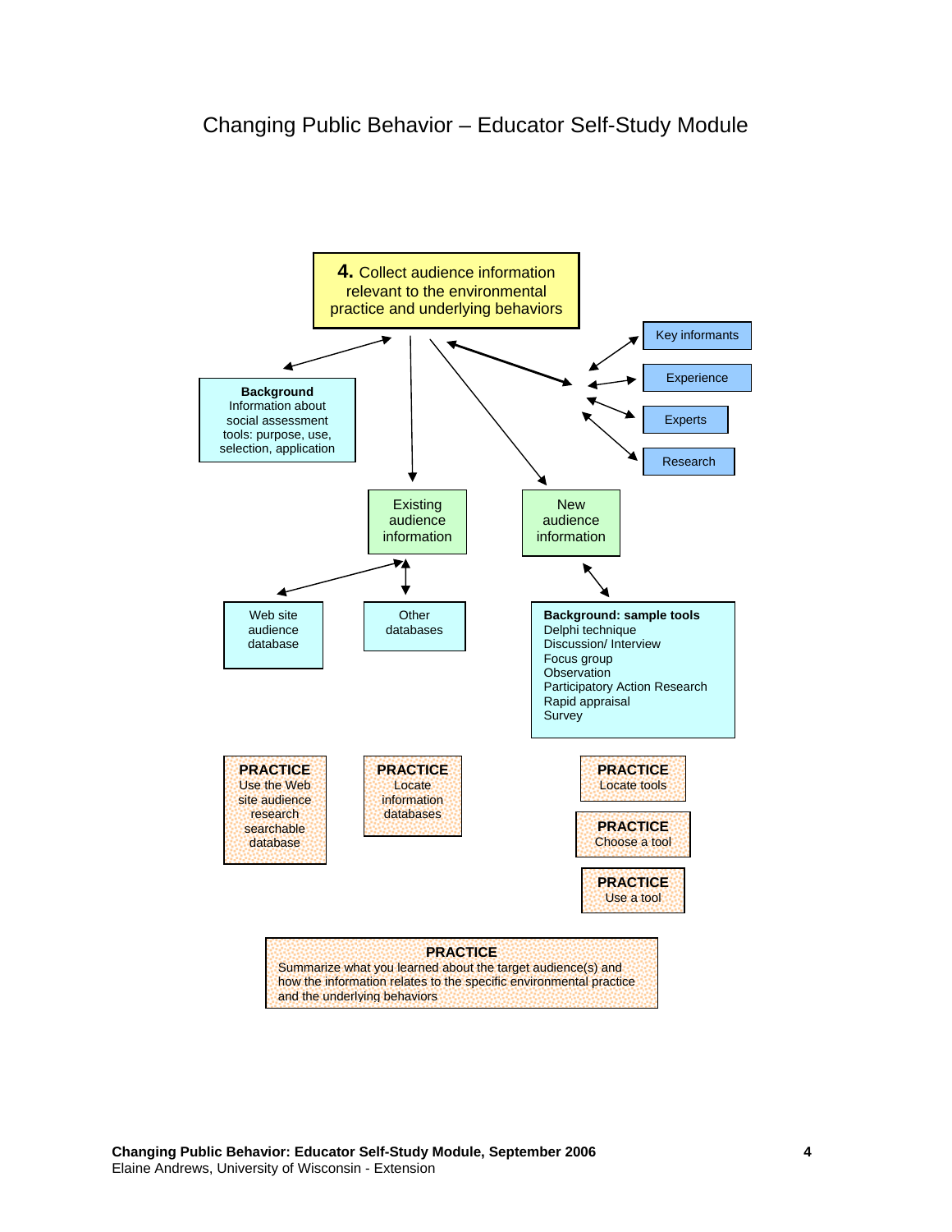# Changing Public Behavior – Educator Self-Study Module

**4.** Collect audience information relevant to the environmental practice and underlying behaviors

**Background**
Information about social assessment tools: purpose, use, selection, application

- Key informants
- Experience
- Experts
- Research

Existing audience information

New audience information

Web site audience database

Other databases

**Background: sample tools**
Delphi technique
Discussion/ Interview
Focus group
Observation
Participatory Action Research
Rapid appraisal
Survey

**PRACTICE**
Use the Web site audience research searchable database

**PRACTICE**
Locate information databases

**PRACTICE**
Locate tools

**PRACTICE**
Choose a tool

**PRACTICE**
Use a tool

**PRACTICE**
Summarize what you learned about the target audience(s) and how the information relates to the specific environmental practice and the underlying behaviors

**Changing Public Behavior: Educator Self-Study Module, September 2006**
Elaine Andrews, University of Wisconsin - Extension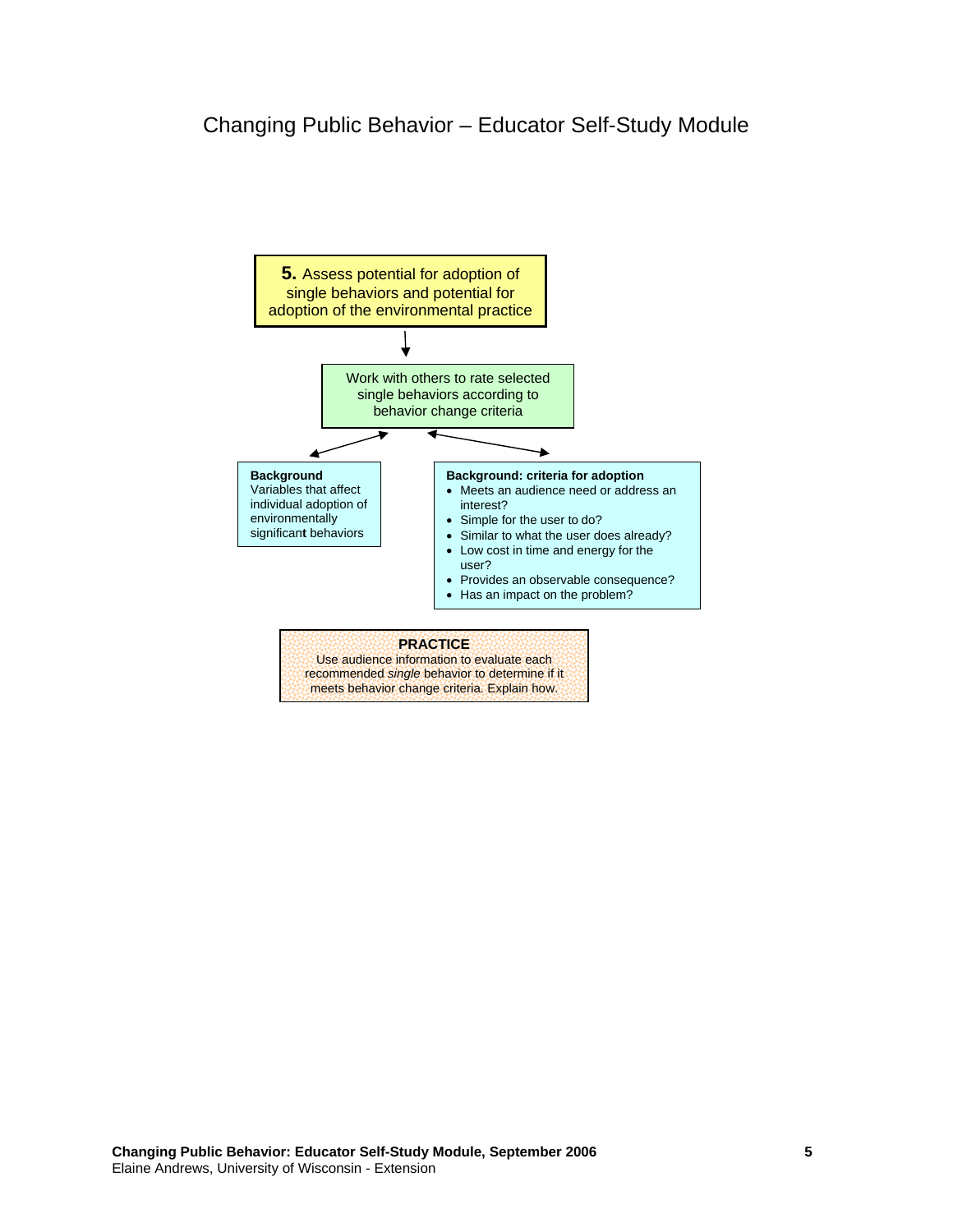**5.** Assess potential for adoption of single behaviors and potential for adoption of the environmental practice

Work with others to rate selected single behaviors according to behavior change criteria

**Background**
Variables that affect individual adoption of environmentally significant behaviors

**Background: criteria for adoption**

- Meets an audience need or address an interest?
- Simple for the user to do?
- Similar to what the user does already?
- Low cost in time and energy for the user?
- Provides an observable consequence?
- Has an impact on the problem?

**PRACTICE**
Use audience information to evaluate each recommended *single* behavior to determine if it meets behavior change criteria. Explain how.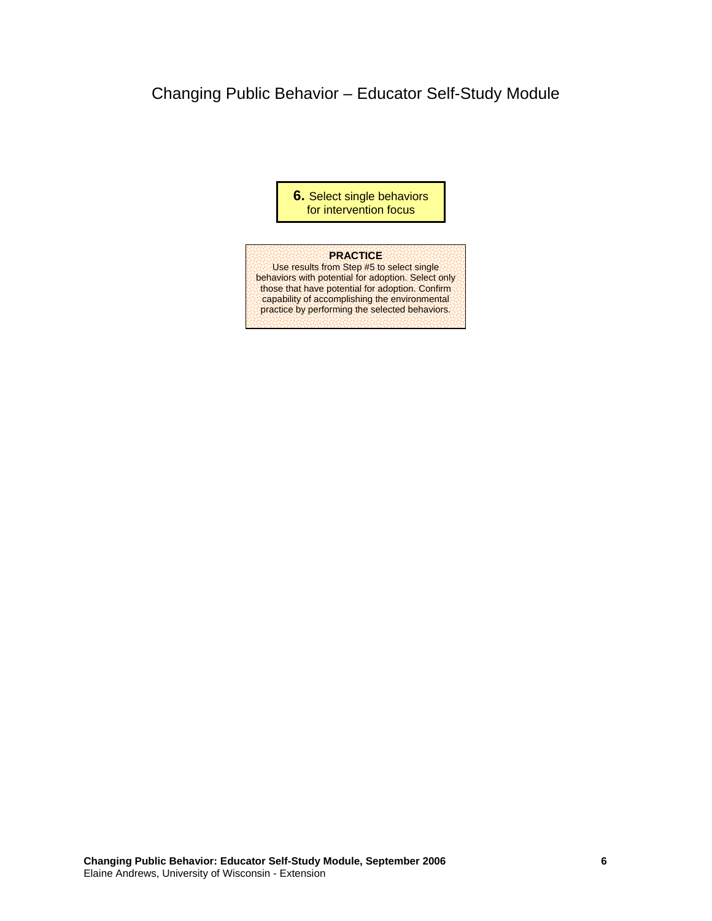# Changing Public Behavior – Educator Self-Study Module

**6.** Select single behaviors for intervention focus

**PRACTICE**

Use results from Step #5 to select single behaviors with potential for adoption. Select only those that have potential for adoption. Confirm capability of accomplishing the environmental practice by performing the selected behaviors.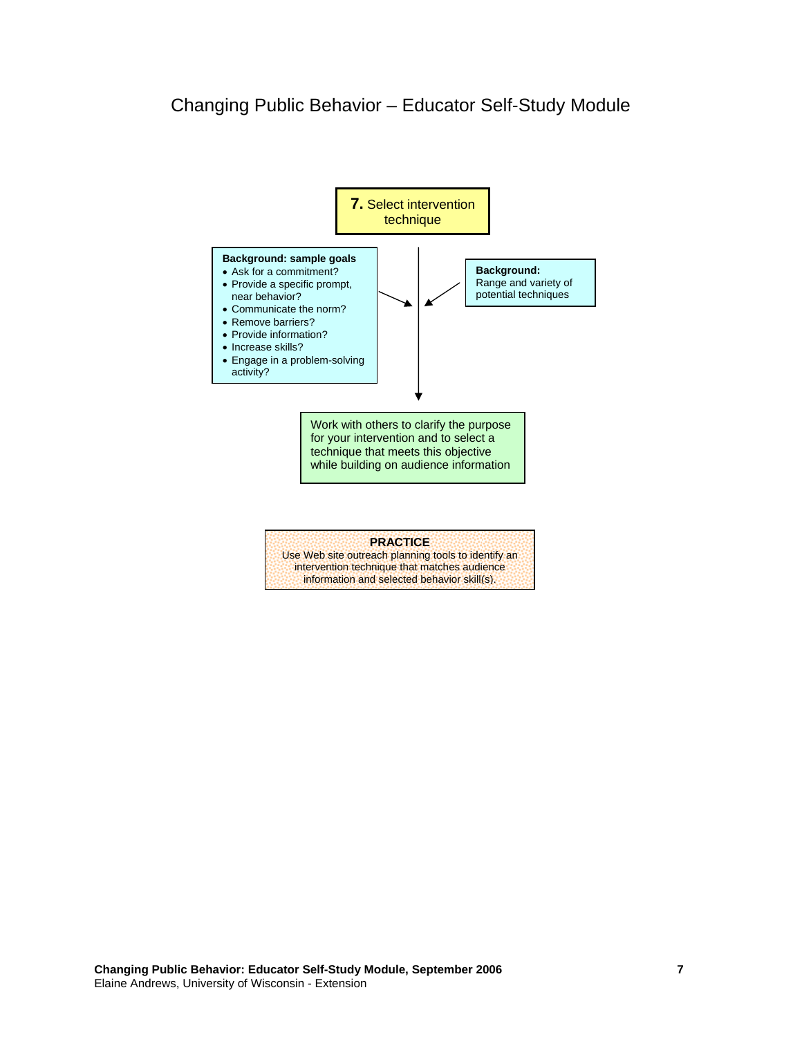# Changing Public Behavior – Educator Self-Study Module

**7.** Select intervention technique

**Background: sample goals**

- Ask for a commitment?
- Provide a specific prompt, near behavior?
- Communicate the norm?
- Remove barriers?
- Provide information?
- Increase skills?
- Engage in a problem-solving activity?

**Background:**
Range and variety of potential techniques

Work with others to clarify the purpose for your intervention and to select a technique that meets this objective while building on audience information

**PRACTICE**

Use Web site outreach planning tools to identify an intervention technique that matches audience information and selected behavior skill(s).